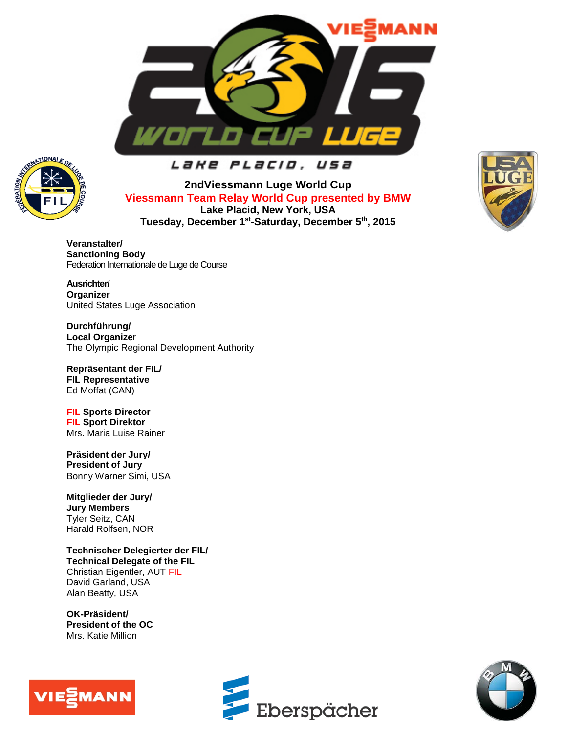Lake Placid, USA

**2ndViessmann Luge World Cup**
**Viessmann Team Relay World Cup presented by BMW**
**Lake Placid, New York, USA**
**Tuesday, December 1st-Saturday, December 5th, 2015**

**Veranstalter/**
**Sanctioning Body**
Federation Internationale de Luge de Course

**Ausrichter/**
**Organizer**
United States Luge Association

**Durchführung/**
**Local Organizer**
The Olympic Regional Development Authority

**Repräsentant der FIL/**
**FIL Representative**
Ed Moffat (CAN)

**FIL Sports Director**
**FIL Sport Direktor**
Mrs. Maria Luise Rainer

**Präsident der Jury/**
**President of Jury**
Bonny Warner Simi, USA

**Mitglieder der Jury/**
**Jury Members**
Tyler Seitz, CAN
Harald Rolfsen, NOR

**Technischer Delegierter der FIL/**
**Technical Delegate of the FIL**
Christian Eigentler, ~~AUT~~ FIL
David Garland, USA
Alan Beatty, USA

**OK-Präsident/**
**President of the OC**
Mrs. Katie Million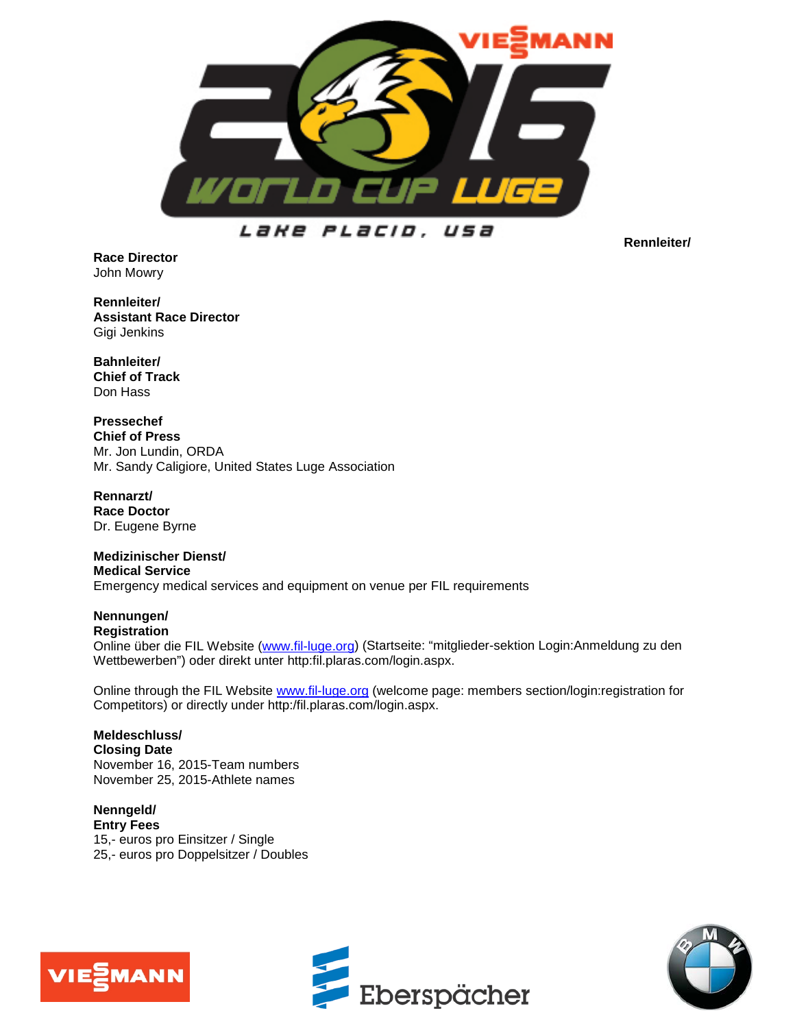Rennleiter/

**Race Director**
John Mowry

**Rennleiter/**
**Assistant Race Director**
Gigi Jenkins

**Bahnleiter/**
**Chief of Track**
Don Hass

**Pressechef**
**Chief of Press**
Mr. Jon Lundin, ORDA
Mr. Sandy Caligiore, United States Luge Association

**Rennarzt/**
**Race Doctor**
Dr. Eugene Byrne

**Medizinischer Dienst/**
**Medical Service**
Emergency medical services and equipment on venue per FIL requirements

**Nennungen/**
**Registration**
Online über die FIL Website (www.fil-luge.org) (Startseite: "mitglieder-sektion Login:Anmeldung zu den Wettbewerben") oder direkt unter http:fil.plaras.com/login.aspx.

Online through the FIL Website www.fil-luge.org (welcome page: members section/login:registration for Competitors) or directly under http:/fil.plaras.com/login.aspx.

**Meldeschluss/**
**Closing Date**
November 16, 2015-Team numbers
November 25, 2015-Athlete names

**Nenngeld/**
**Entry Fees**
15,- euros pro Einsitzer / Single
25,- euros pro Doppelsitzer / Doubles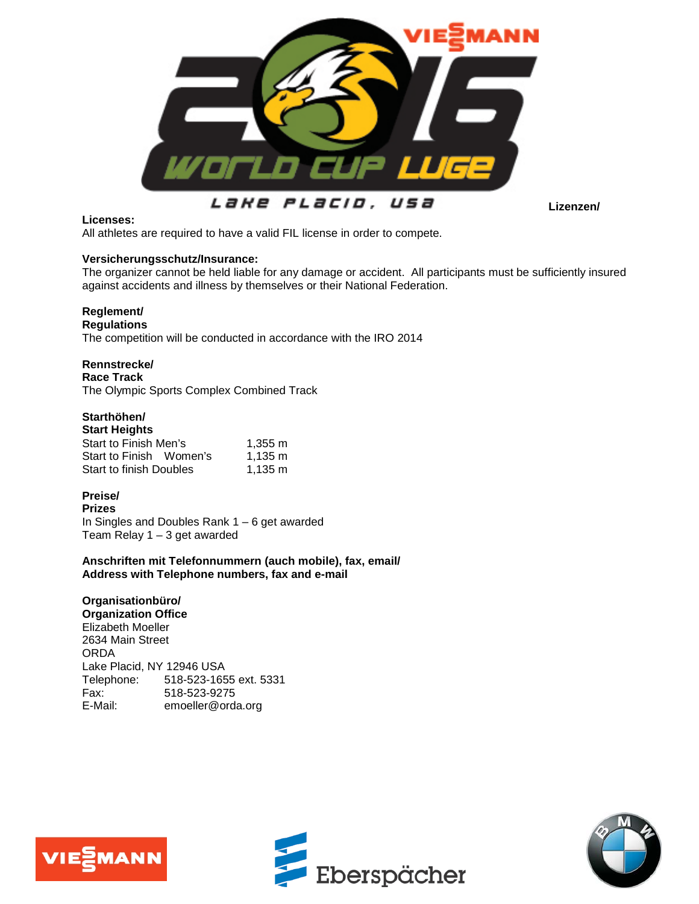Lizenzen/

**Licenses:**
All athletes are required to have a valid FIL license in order to compete.

**Versicherungsschutz/Insurance:**
The organizer cannot be held liable for any damage or accident. All participants must be sufficiently insured against accidents and illness by themselves or their National Federation.

**Reglement/**
**Regulations**
The competition will be conducted in accordance with the IRO 2014

**Rennstrecke/**
**Race Track**
The Olympic Sports Complex Combined Track

**Starthöhen/**
**Start Heights**

| | |
|---|---|
| Start to Finish Men's | 1,355 m |
| Start to Finish Women's | 1,135 m |
| Start to finish Doubles | 1,135 m |

**Preise/**
**Prizes**
In Singles and Doubles Rank 1 – 6 get awarded
Team Relay 1 – 3 get awarded

**Anschriften mit Telefonnummern (auch mobile), fax, email/**
**Address with Telephone numbers, fax and e-mail**

**Organisationbüro/**
**Organization Office**
Elizabeth Moeller
2634 Main Street
ORDA
Lake Placid, NY 12946 USA
Telephone: 518-523-1655 ext. 5331
Fax: 518-523-9275
E-Mail: emoeller@orda.org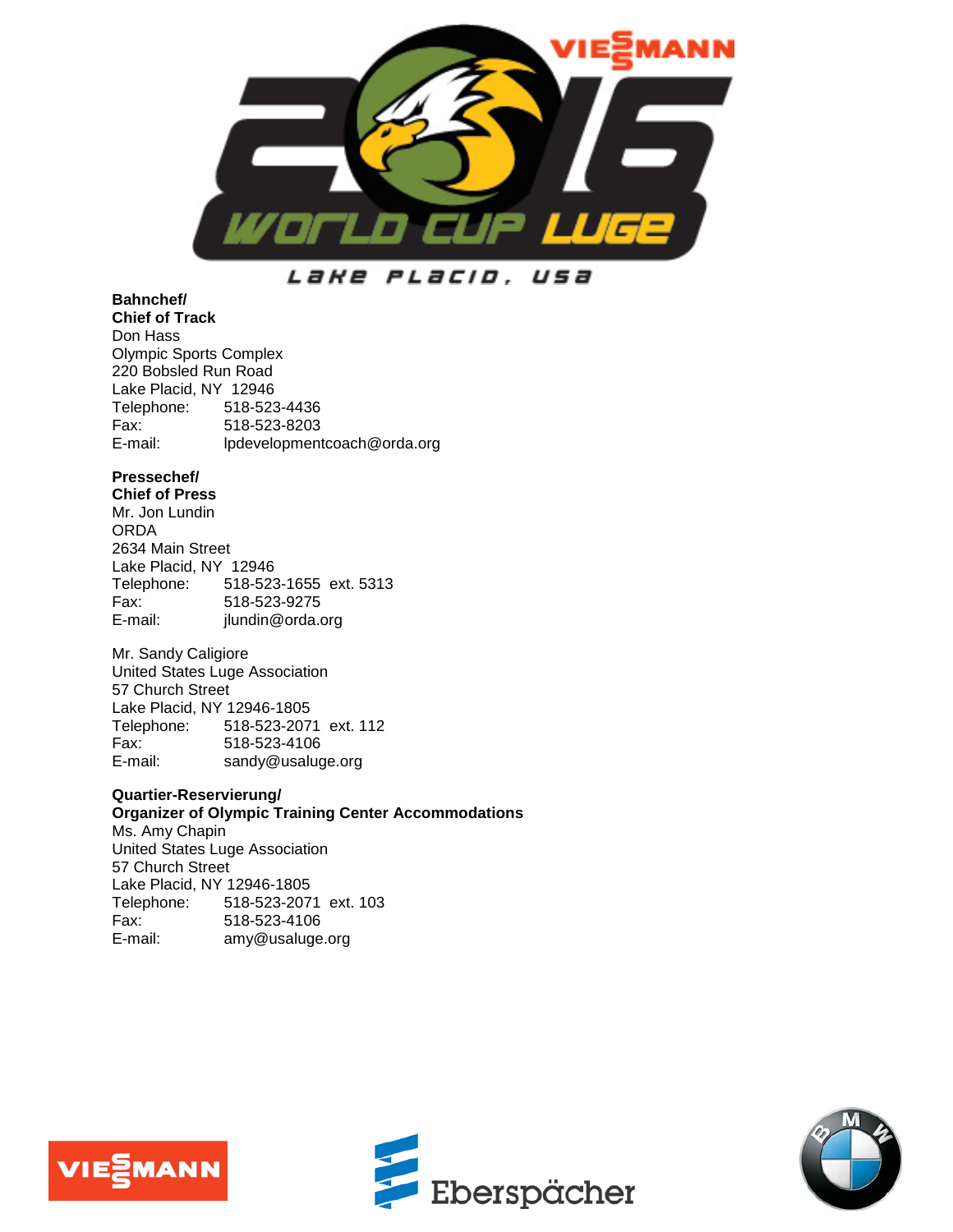**Bahnchef/**
**Chief of Track**
Don Hass
Olympic Sports Complex
220 Bobsled Run Road
Lake Placid, NY 12946
Telephone: 518-523-4436
Fax: 518-523-8203
E-mail: lpdevelopmentcoach@orda.org

**Pressechef/**
**Chief of Press**
Mr. Jon Lundin
ORDA
2634 Main Street
Lake Placid, NY 12946
Telephone: 518-523-1655 ext. 5313
Fax: 518-523-9275
E-mail: jlundin@orda.org

Mr. Sandy Caligiore
United States Luge Association
57 Church Street
Lake Placid, NY 12946-1805
Telephone: 518-523-2071 ext. 112
Fax: 518-523-4106
E-mail: sandy@usaluge.org

**Quartier-Reservierung/**
**Organizer of Olympic Training Center Accommodations**
Ms. Amy Chapin
United States Luge Association
57 Church Street
Lake Placid, NY 12946-1805
Telephone: 518-523-2071 ext. 103
Fax: 518-523-4106
E-mail: amy@usaluge.org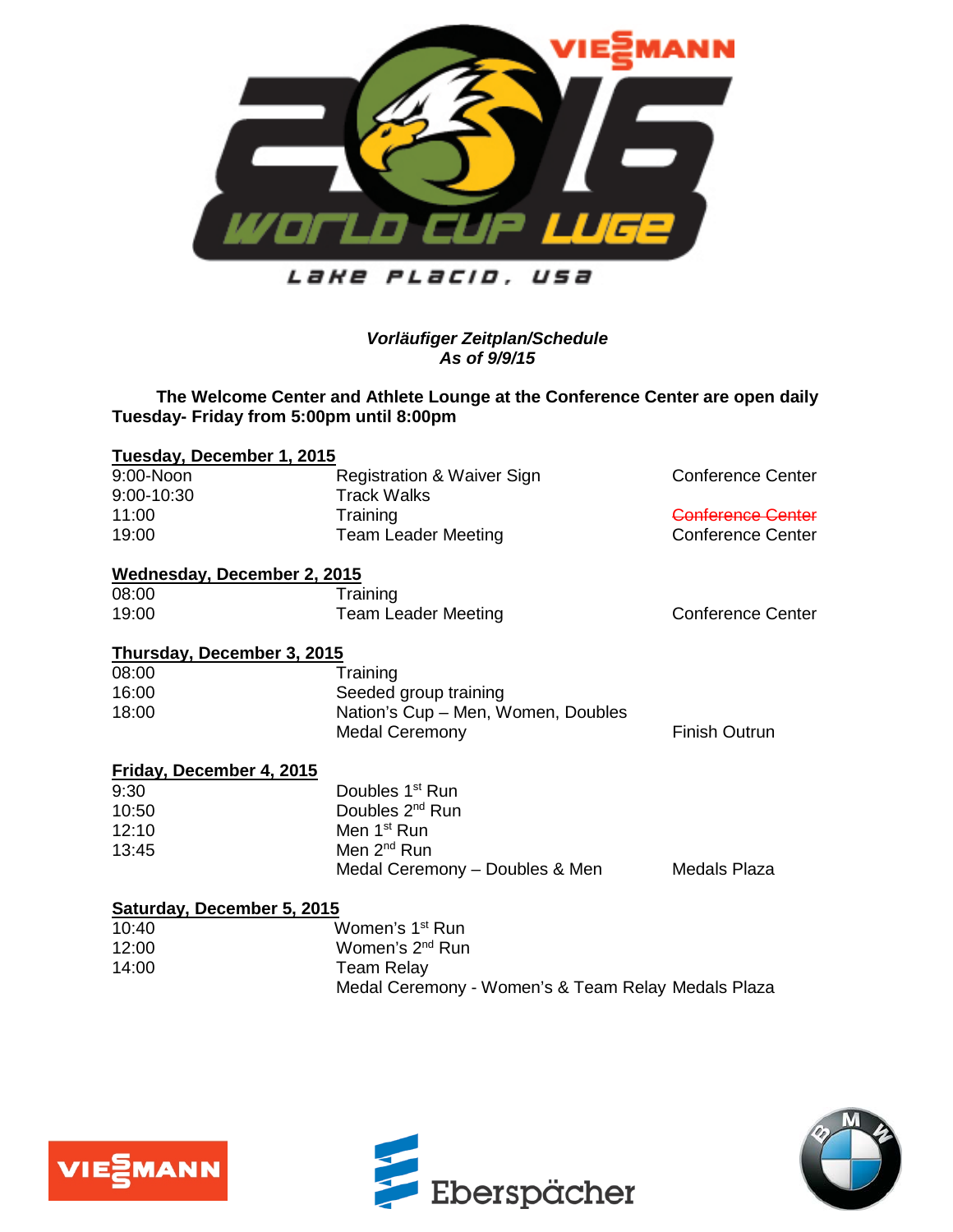VIESSMANN 2016 WORLD CUP LUGE

Lake Placid, USA

***Vorläufiger Zeitplan/Schedule***
***As of 9/9/15***

**The Welcome Center and Athlete Lounge at the Conference Center are open daily Tuesday- Friday from 5:00pm until 8:00pm**

**Tuesday, December 1, 2015**

| | | |
|---|---|---|
| 9:00-Noon | Registration & Waiver Sign | Conference Center |
| 9:00-10:30 | Track Walks | |
| 11:00 | Training | ~~Conference Center~~ |
| 19:00 | Team Leader Meeting | Conference Center |

**Wednesday, December 2, 2015**

| | | |
|---|---|---|
| 08:00 | Training | |
| 19:00 | Team Leader Meeting | Conference Center |

**Thursday, December 3, 2015**

| | | |
|---|---|---|
| 08:00 | Training | |
| 16:00 | Seeded group training | |
| 18:00 | Nation's Cup – Men, Women, Doubles | |
| | Medal Ceremony | Finish Outrun |

**Friday, December 4, 2015**

| | | |
|---|---|---|
| 9:30 | Doubles 1st Run | |
| 10:50 | Doubles 2nd Run | |
| 12:10 | Men 1st Run | |
| 13:45 | Men 2nd Run | |
| | Medal Ceremony – Doubles & Men | Medals Plaza |

**Saturday, December 5, 2015**

| | | |
|---|---|---|
| 10:40 | Women's 1st Run | |
| 12:00 | Women's 2nd Run | |
| 14:00 | Team Relay | |
| | Medal Ceremony - Women's & Team Relay | Medals Plaza |

VIESSMANN Eberspächer BMW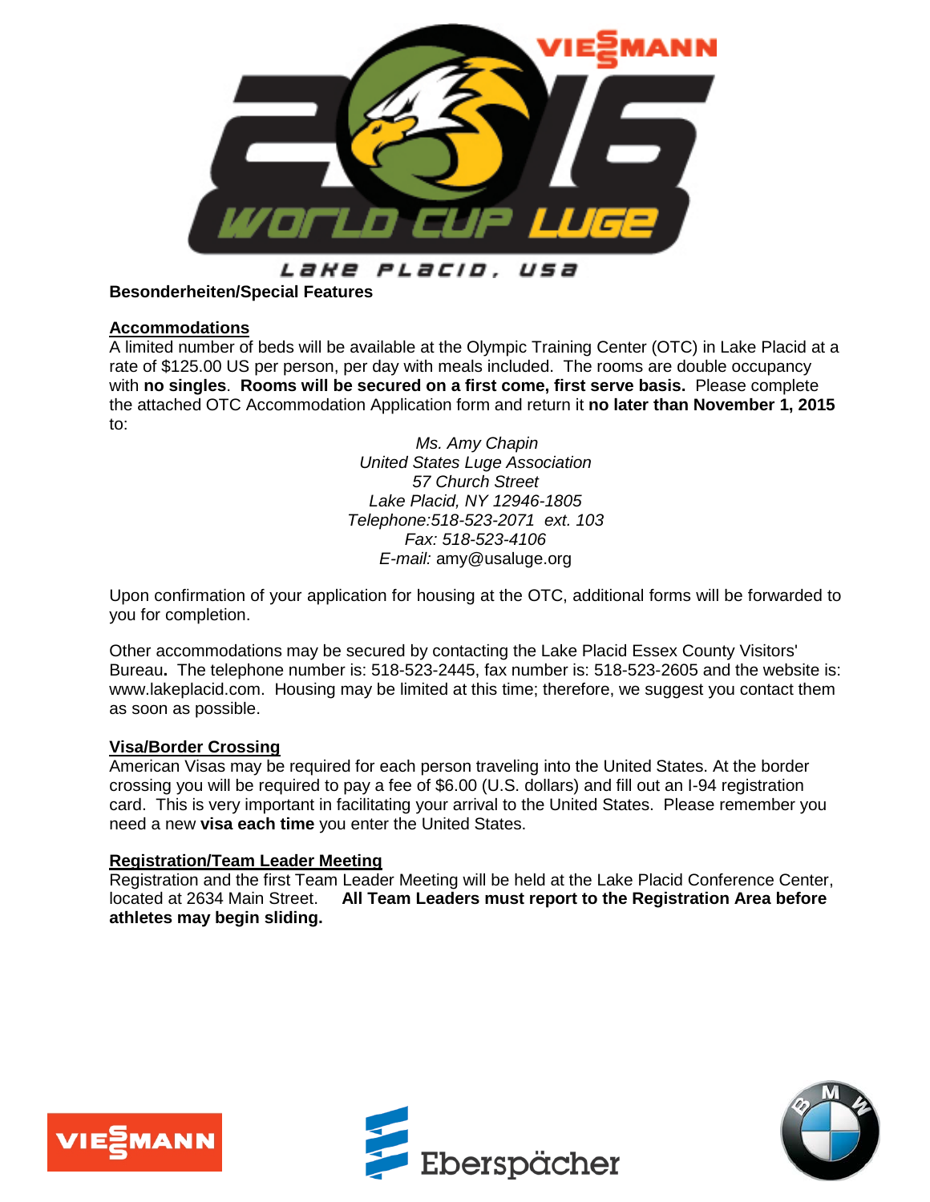**Besonderheiten/Special Features**

**Accommodations**

A limited number of beds will be available at the Olympic Training Center (OTC) in Lake Placid at a rate of $125.00 US per person, per day with meals included. The rooms are double occupancy with **no singles**. **Rooms will be secured on a first come, first serve basis.** Please complete the attached OTC Accommodation Application form and return it **no later than November 1, 2015** to:

*Ms. Amy Chapin*
*United States Luge Association*
*57 Church Street*
*Lake Placid, NY 12946-1805*
*Telephone:518-523-2071 ext. 103*
*Fax: 518-523-4106*
*E-mail:* amy@usaluge.org

Upon confirmation of your application for housing at the OTC, additional forms will be forwarded to you for completion.

Other accommodations may be secured by contacting the Lake Placid Essex County Visitors' Bureau**.** The telephone number is: 518-523-2445, fax number is: 518-523-2605 and the website is: www.lakeplacid.com. Housing may be limited at this time; therefore, we suggest you contact them as soon as possible.

**Visa/Border Crossing**

American Visas may be required for each person traveling into the United States. At the border crossing you will be required to pay a fee of $6.00 (U.S. dollars) and fill out an I-94 registration card. This is very important in facilitating your arrival to the United States. Please remember you need a new **visa each time** you enter the United States.

**Registration/Team Leader Meeting**

Registration and the first Team Leader Meeting will be held at the Lake Placid Conference Center, located at 2634 Main Street. **All Team Leaders must report to the Registration Area before athletes may begin sliding.**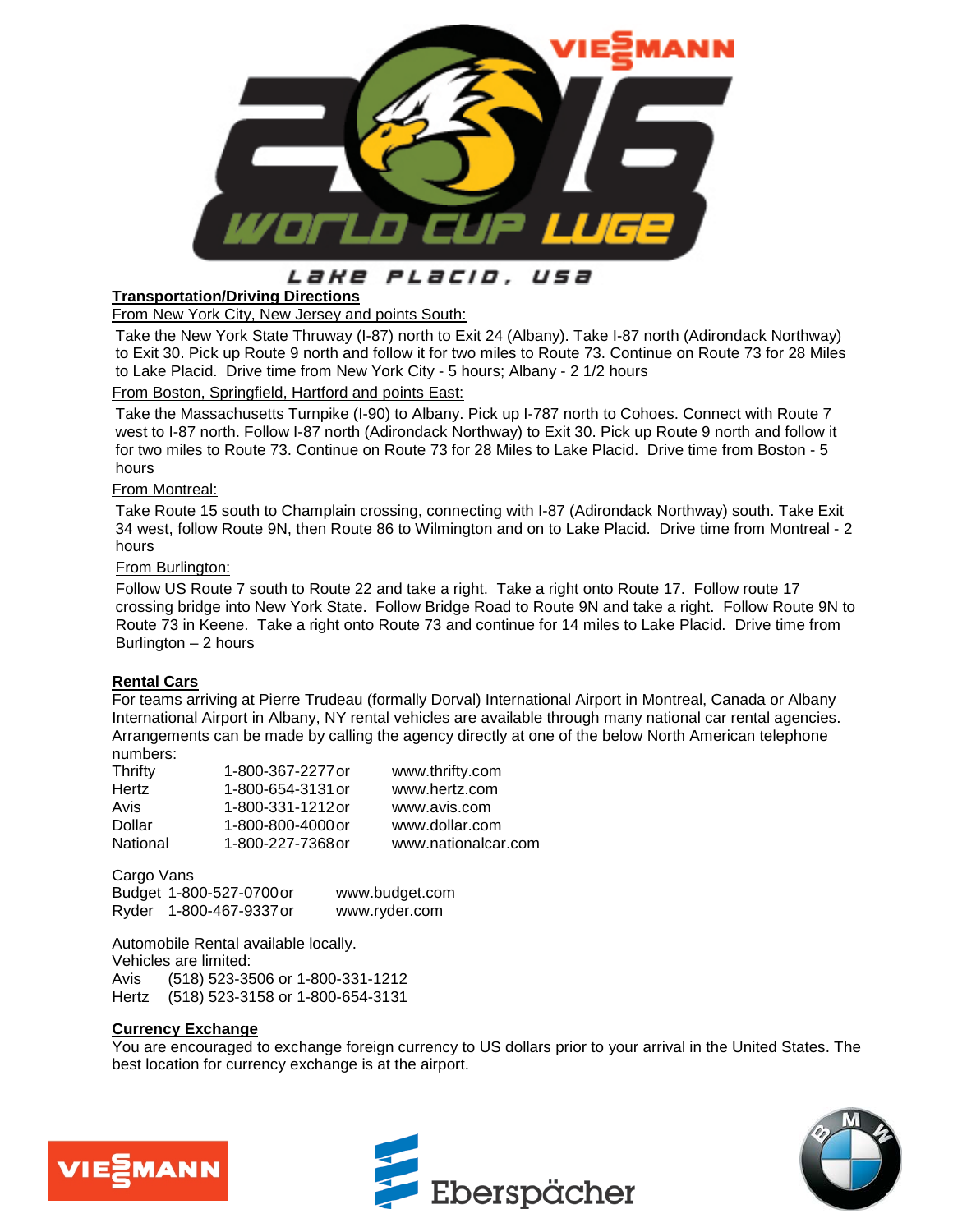Lake Placid, USA

## Transportation/Driving Directions

From New York City, New Jersey and points South:

Take the New York State Thruway (I-87) north to Exit 24 (Albany). Take I-87 north (Adirondack Northway) to Exit 30. Pick up Route 9 north and follow it for two miles to Route 73. Continue on Route 73 for 28 Miles to Lake Placid. Drive time from New York City - 5 hours; Albany - 2 1/2 hours

From Boston, Springfield, Hartford and points East:

Take the Massachusetts Turnpike (I-90) to Albany. Pick up I-787 north to Cohoes. Connect with Route 7 west to I-87 north. Follow I-87 north (Adirondack Northway) to Exit 30. Pick up Route 9 north and follow it for two miles to Route 73. Continue on Route 73 for 28 Miles to Lake Placid. Drive time from Boston - 5 hours

From Montreal:

Take Route 15 south to Champlain crossing, connecting with I-87 (Adirondack Northway) south. Take Exit 34 west, follow Route 9N, then Route 86 to Wilmington and on to Lake Placid. Drive time from Montreal - 2 hours

From Burlington:

Follow US Route 7 south to Route 22 and take a right. Take a right onto Route 17. Follow route 17 crossing bridge into New York State. Follow Bridge Road to Route 9N and take a right. Follow Route 9N to Route 73 in Keene. Take a right onto Route 73 and continue for 14 miles to Lake Placid. Drive time from Burlington – 2 hours

## Rental Cars

For teams arriving at Pierre Trudeau (formally Dorval) International Airport in Montreal, Canada or Albany International Airport in Albany, NY rental vehicles are available through many national car rental agencies. Arrangements can be made by calling the agency directly at one of the below North American telephone numbers:

| | | |
|---|---|---|
| Thrifty | 1-800-367-2277 or | www.thrifty.com |
| Hertz | 1-800-654-3131 or | www.hertz.com |
| Avis | 1-800-331-1212 or | www.avis.com |
| Dollar | 1-800-800-4000 or | www.dollar.com |
| National | 1-800-227-7368 or | www.nationalcar.com |

Cargo Vans

| | | |
|---|---|---|
| Budget | 1-800-527-0700 or | www.budget.com |
| Ryder | 1-800-467-9337 or | www.ryder.com |

Automobile Rental available locally.
Vehicles are limited:
Avis (518) 523-3506 or 1-800-331-1212
Hertz (518) 523-3158 or 1-800-654-3131

## Currency Exchange

You are encouraged to exchange foreign currency to US dollars prior to your arrival in the United States. The best location for currency exchange is at the airport.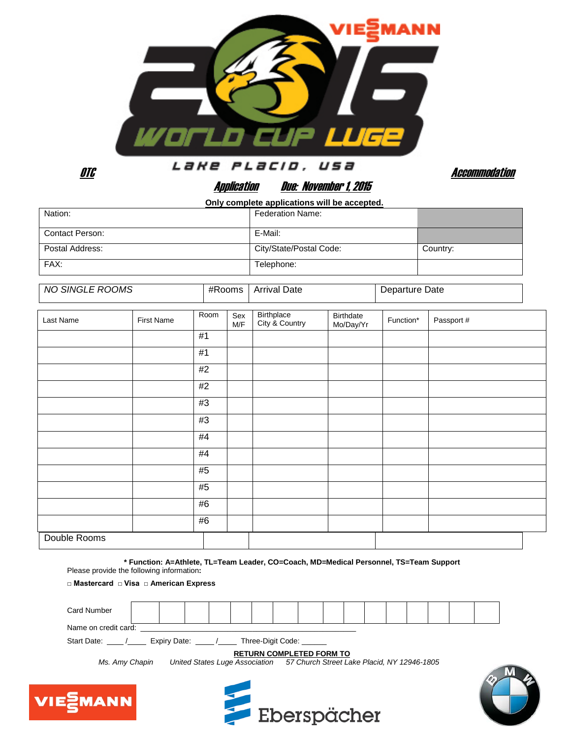VIESSMANN 2016 WORLD CUP LUGE

Lake Placid, USA

***OTC*** ***Accommodation***

***Application*** ***Due: November 1, 2015***

**Only complete applications will be accepted.**

| Nation: | Federation Name: | |
|---|---|---|
| Contact Person: | E-Mail: | |
| Postal Address: | City/State/Postal Code: | Country: |
| FAX: | Telephone: | |

| *NO SINGLE ROOMS* | #Rooms | Arrival Date | Departure Date |
|---|---|---|---|
| Double Rooms | | | |

| Last Name | First Name | Room | Sex M/F | Birthplace City & Country | Birthdate Mo/Day/Yr | Function* | Passport # |
|---|---|---|---|---|---|---|---|
| | | #1 | | | | | |
| | | #1 | | | | | |
| | | #2 | | | | | |
| | | #2 | | | | | |
| | | #3 | | | | | |
| | | #3 | | | | | |
| | | #4 | | | | | |
| | | #4 | | | | | |
| | | #5 | | | | | |
| | | #5 | | | | | |
| | | #6 | | | | | |
| | | #6 | | | | | |

**\* Function: A=Athlete, TL=Team Leader, CO=Coach, MD=Medical Personnel, TS=Team Support**

Please provide the following information**:**

□ **Mastercard** □ **Visa** □ **American Express**

Card Number

Name on credit card: ________________________________________

Start Date: ____ /____ Expiry Date: ____ /____ Three-Digit Code: ______

**RETURN COMPLETED FORM TO**

*Ms. Amy Chapin* *United States Luge Association* *57 Church Street Lake Placid, NY 12946-1805*

VIESSMANN Eberspächer BMW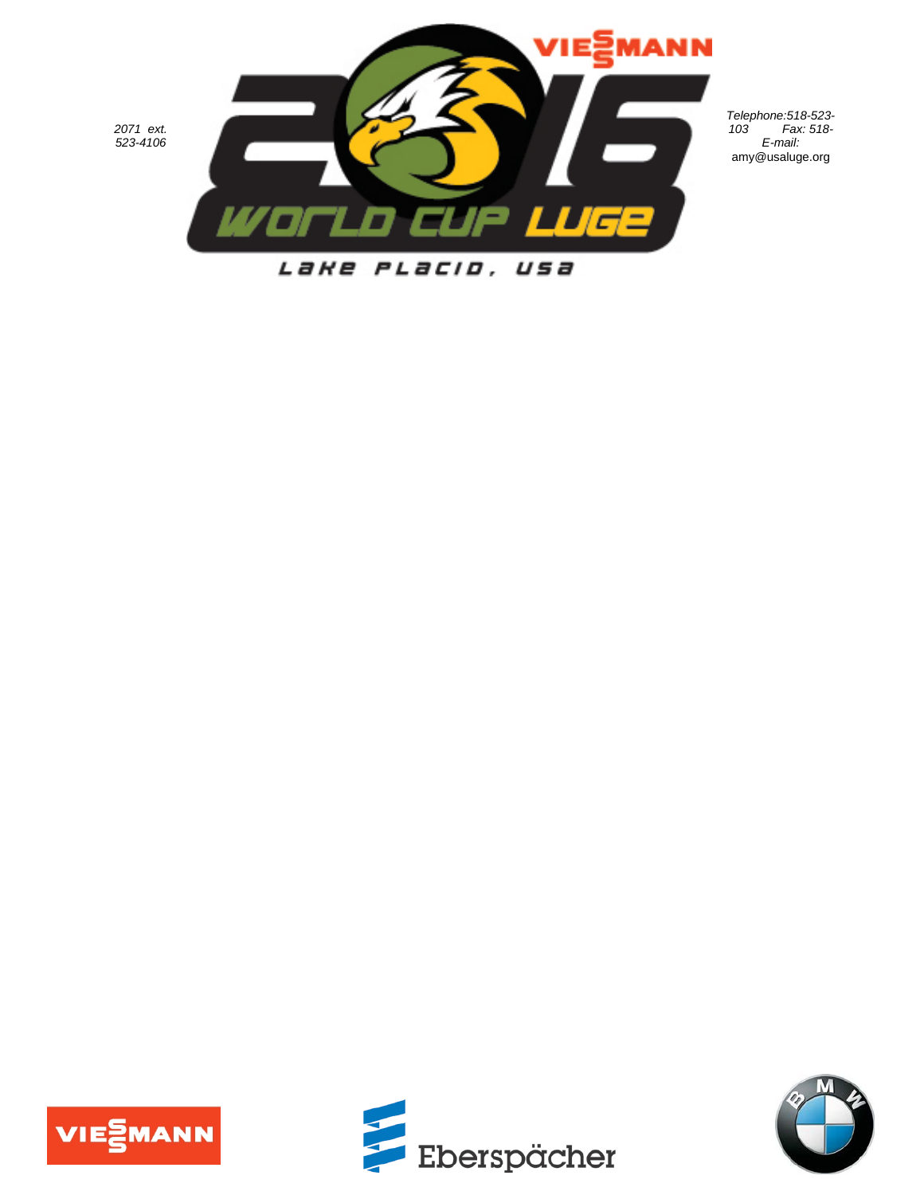2071 ext.
523-4106

VIESSMANN

2016

WORLD CUP LUGE

Lake Placid, USA

Telephone:518-523-
103 Fax: 518-
E-mail:
amy@usaluge.org

VIESSMANN

Eberspächer

BMW